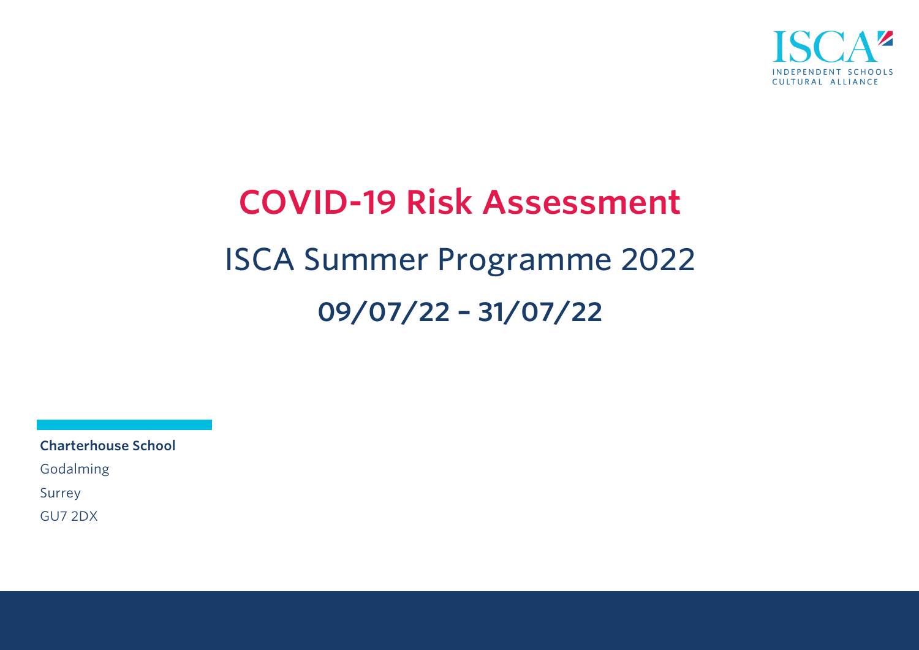ISCA
INDEPENDENT SCHOOLS CULTURAL ALLIANCE

# COVID-19 Risk Assessment

## ISCA Summer Programme 2022

## 09/07/22 – 31/07/22

**Charterhouse School**

Godalming

Surrey

GU7 2DX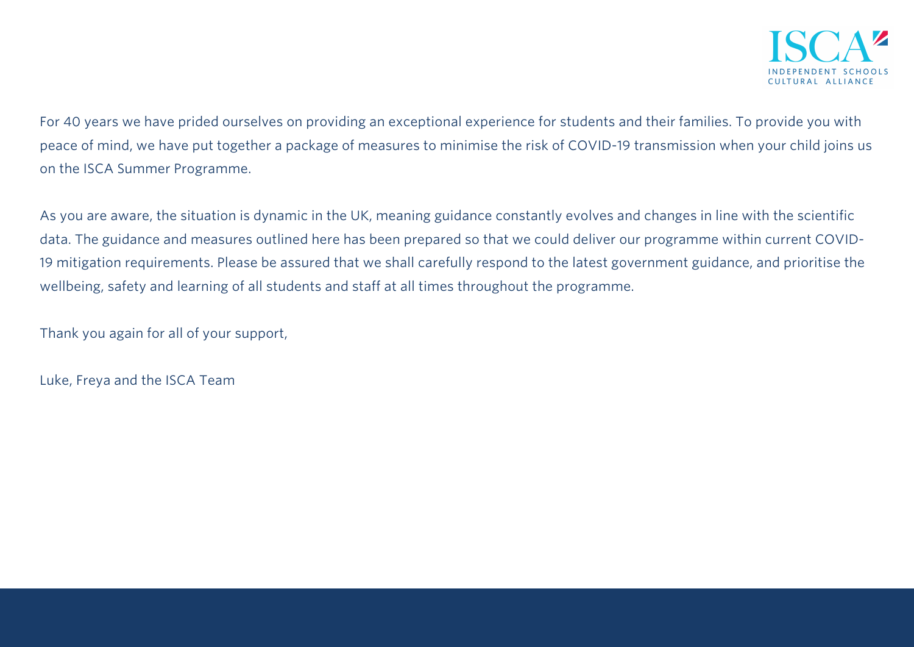For 40 years we have prided ourselves on providing an exceptional experience for students and their families. To provide you with peace of mind, we have put together a package of measures to minimise the risk of COVID-19 transmission when your child joins us on the ISCA Summer Programme.

As you are aware, the situation is dynamic in the UK, meaning guidance constantly evolves and changes in line with the scientific data. The guidance and measures outlined here has been prepared so that we could deliver our programme within current COVID-19 mitigation requirements. Please be assured that we shall carefully respond to the latest government guidance, and prioritise the wellbeing, safety and learning of all students and staff at all times throughout the programme.

Thank you again for all of your support,

Luke, Freya and the ISCA Team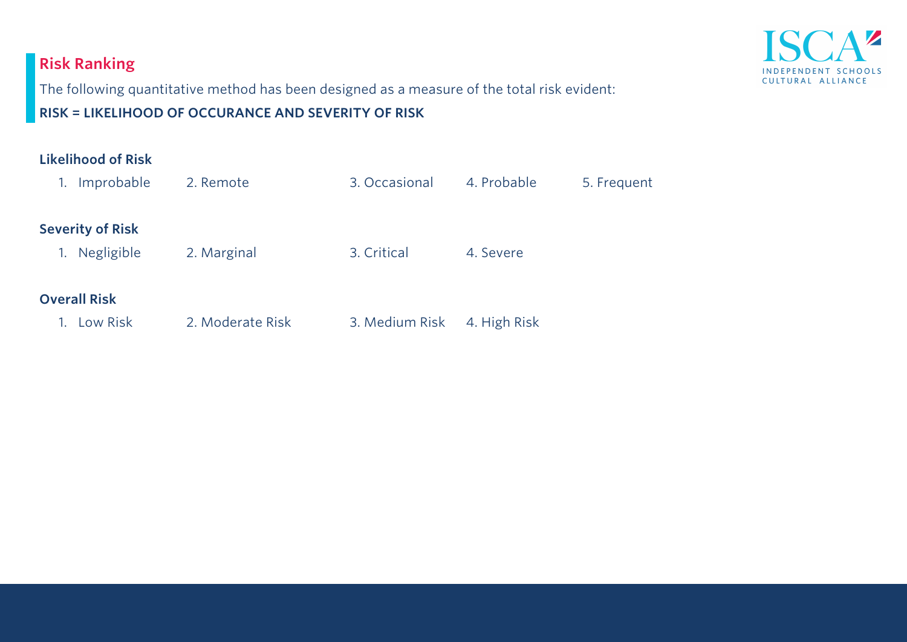## Risk Ranking

The following quantitative method has been designed as a measure of the total risk evident:

**RISK = LIKELIHOOD OF OCCURANCE AND SEVERITY OF RISK**

**Likelihood of Risk**

1. Improbable
2. Remote
3. Occasional
4. Probable
5. Frequent

**Severity of Risk**

1. Negligible
2. Marginal
3. Critical
4. Severe

**Overall Risk**

1. Low Risk
2. Moderate Risk
3. Medium Risk
4. High Risk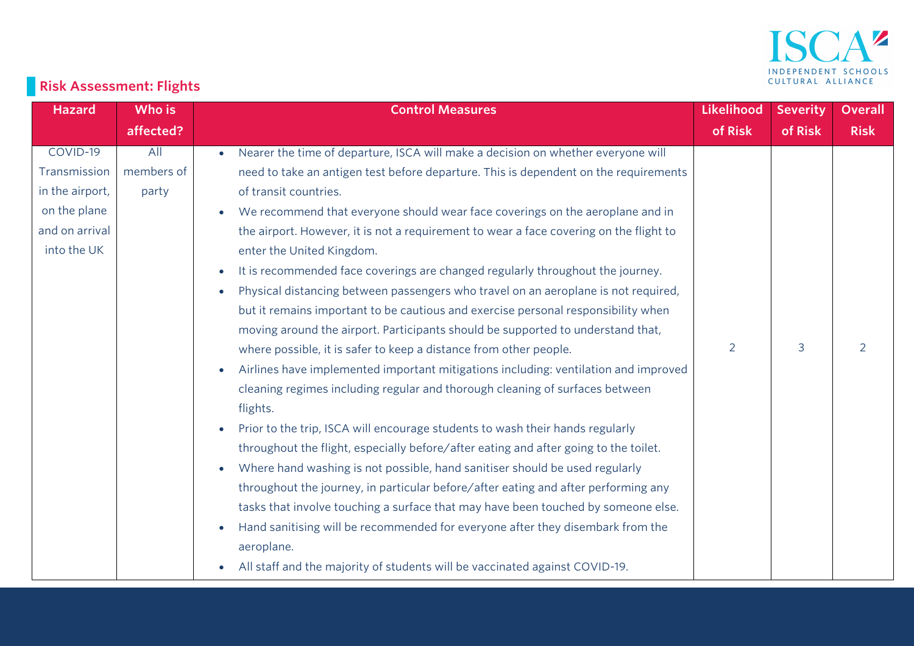## Risk Assessment: Flights

| Hazard | Who is affected? | Control Measures | Likelihood of Risk | Severity of Risk | Overall Risk |
|---|---|---|---|---|---|
| COVID-19 Transmission in the airport, on the plane and on arrival into the UK | All members of party | • Nearer the time of departure, ISCA will make a decision on whether everyone will need to take an antigen test before departure. This is dependent on the requirements of transit countries.<br>• We recommend that everyone should wear face coverings on the aeroplane and in the airport. However, it is not a requirement to wear a face covering on the flight to enter the United Kingdom.<br>• It is recommended face coverings are changed regularly throughout the journey.<br>• Physical distancing between passengers who travel on an aeroplane is not required, but it remains important to be cautious and exercise personal responsibility when moving around the airport. Participants should be supported to understand that, where possible, it is safer to keep a distance from other people.<br>• Airlines have implemented important mitigations including: ventilation and improved cleaning regimes including regular and thorough cleaning of surfaces between flights.<br>• Prior to the trip, ISCA will encourage students to wash their hands regularly throughout the flight, especially before/after eating and after going to the toilet.<br>• Where hand washing is not possible, hand sanitiser should be used regularly throughout the journey, in particular before/after eating and after performing any tasks that involve touching a surface that may have been touched by someone else.<br>• Hand sanitising will be recommended for everyone after they disembark from the aeroplane.<br>• All staff and the majority of students will be vaccinated against COVID-19. | 2 | 3 | 2 |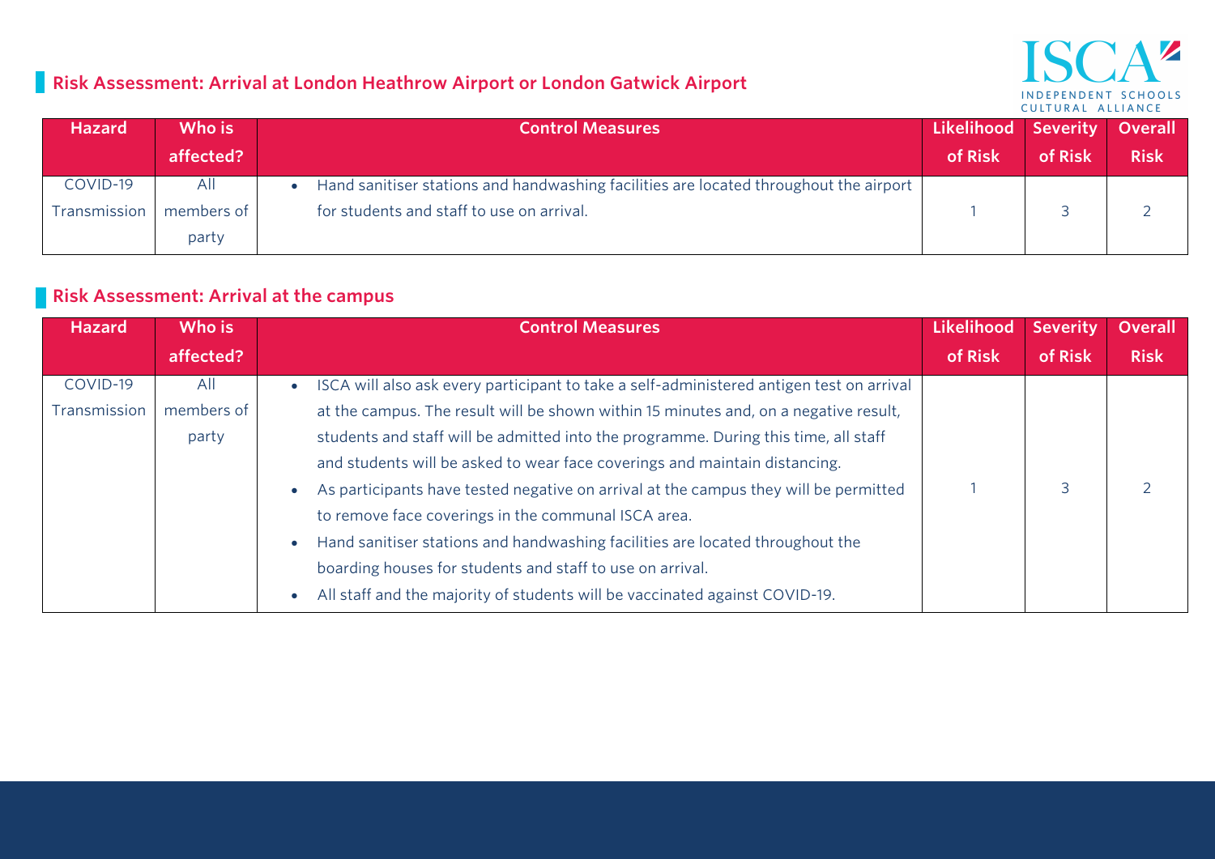## Risk Assessment: Arrival at London Heathrow Airport or London Gatwick Airport

| Hazard | Who is affected? | Control Measures | Likelihood of Risk | Severity of Risk | Overall Risk |
|---|---|---|---|---|---|
| COVID-19 Transmission | All members of party | • Hand sanitiser stations and handwashing facilities are located throughout the airport for students and staff to use on arrival. | 1 | 3 | 2 |

## Risk Assessment: Arrival at the campus

| Hazard | Who is affected? | Control Measures | Likelihood of Risk | Severity of Risk | Overall Risk |
|---|---|---|---|---|---|
| COVID-19 Transmission | All members of party | • ISCA will also ask every participant to take a self-administered antigen test on arrival at the campus. The result will be shown within 15 minutes and, on a negative result, students and staff will be admitted into the programme. During this time, all staff and students will be asked to wear face coverings and maintain distancing.<br>• As participants have tested negative on arrival at the campus they will be permitted to remove face coverings in the communal ISCA area.<br>• Hand sanitiser stations and handwashing facilities are located throughout the boarding houses for students and staff to use on arrival.<br>• All staff and the majority of students will be vaccinated against COVID-19. | 1 | 3 | 2 |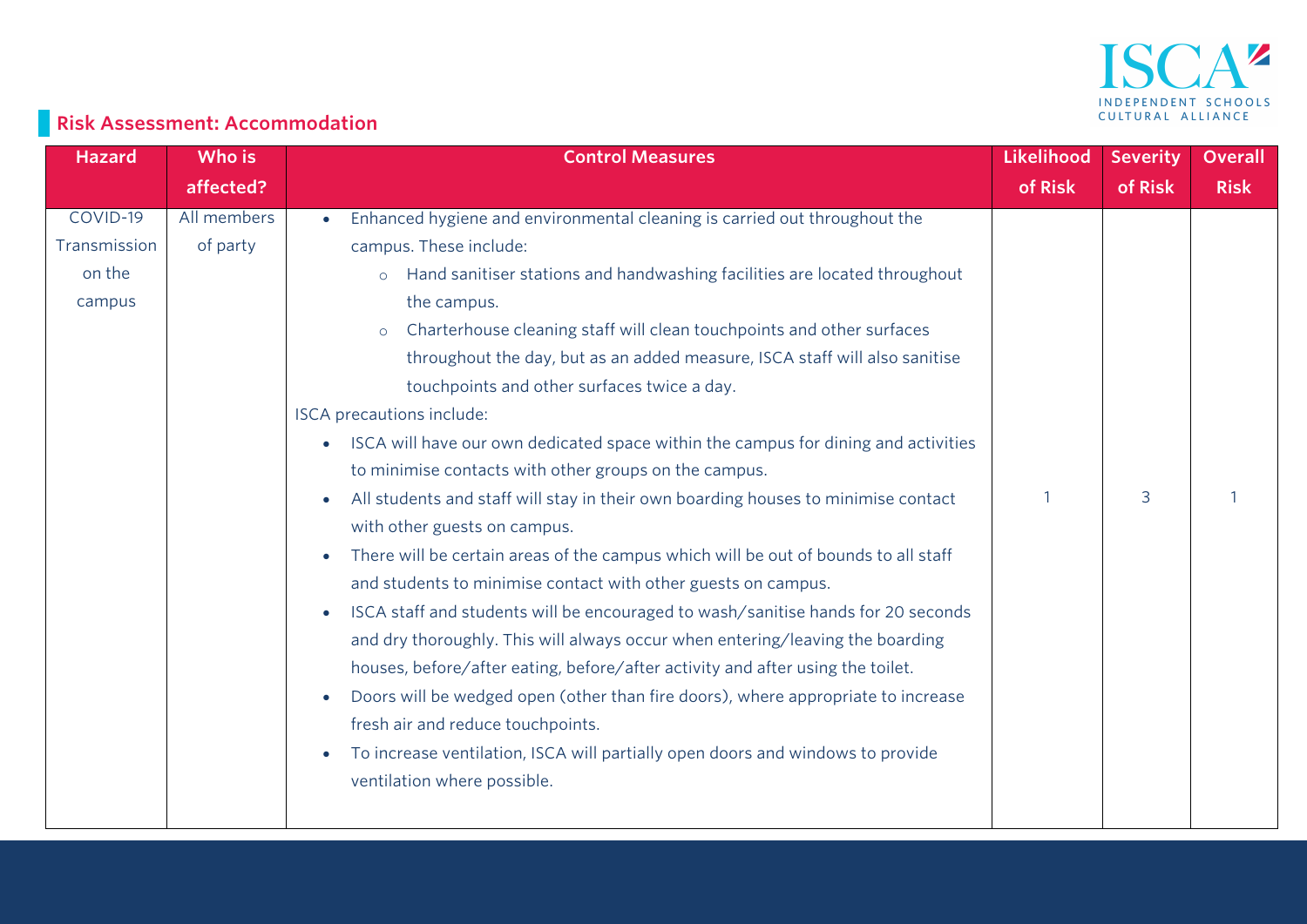## Risk Assessment: Accommodation

| Hazard | Who is affected? | Control Measures | Likelihood of Risk | Severity of Risk | Overall Risk |
|---|---|---|---|---|---|
| COVID-19 Transmission on the campus | All members of party | • Enhanced hygiene and environmental cleaning is carried out throughout the campus. These include:<br>&nbsp;&nbsp;○ Hand sanitiser stations and handwashing facilities are located throughout the campus.<br>&nbsp;&nbsp;○ Charterhouse cleaning staff will clean touchpoints and other surfaces throughout the day, but as an added measure, ISCA staff will also sanitise touchpoints and other surfaces twice a day.<br>ISCA precautions include:<br>• ISCA will have our own dedicated space within the campus for dining and activities to minimise contacts with other groups on the campus.<br>• All students and staff will stay in their own boarding houses to minimise contact with other guests on campus.<br>• There will be certain areas of the campus which will be out of bounds to all staff and students to minimise contact with other guests on campus.<br>• ISCA staff and students will be encouraged to wash/sanitise hands for 20 seconds and dry thoroughly. This will always occur when entering/leaving the boarding houses, before/after eating, before/after activity and after using the toilet.<br>• Doors will be wedged open (other than fire doors), where appropriate to increase fresh air and reduce touchpoints.<br>• To increase ventilation, ISCA will partially open doors and windows to provide ventilation where possible. | 1 | 3 | 1 |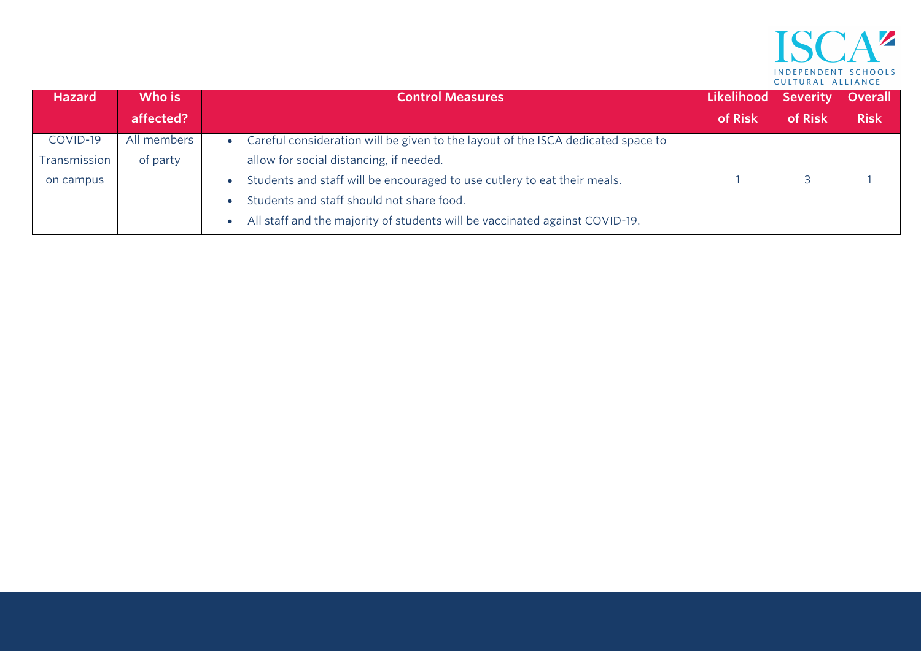| Hazard | Who is affected? | Control Measures | Likelihood of Risk | Severity of Risk | Overall Risk |
|---|---|---|---|---|---|
| COVID-19 Transmission on campus | All members of party | • Careful consideration will be given to the layout of the ISCA dedicated space to allow for social distancing, if needed.<br>• Students and staff will be encouraged to use cutlery to eat their meals.<br>• Students and staff should not share food.<br>• All staff and the majority of students will be vaccinated against COVID-19. | 1 | 3 | 1 |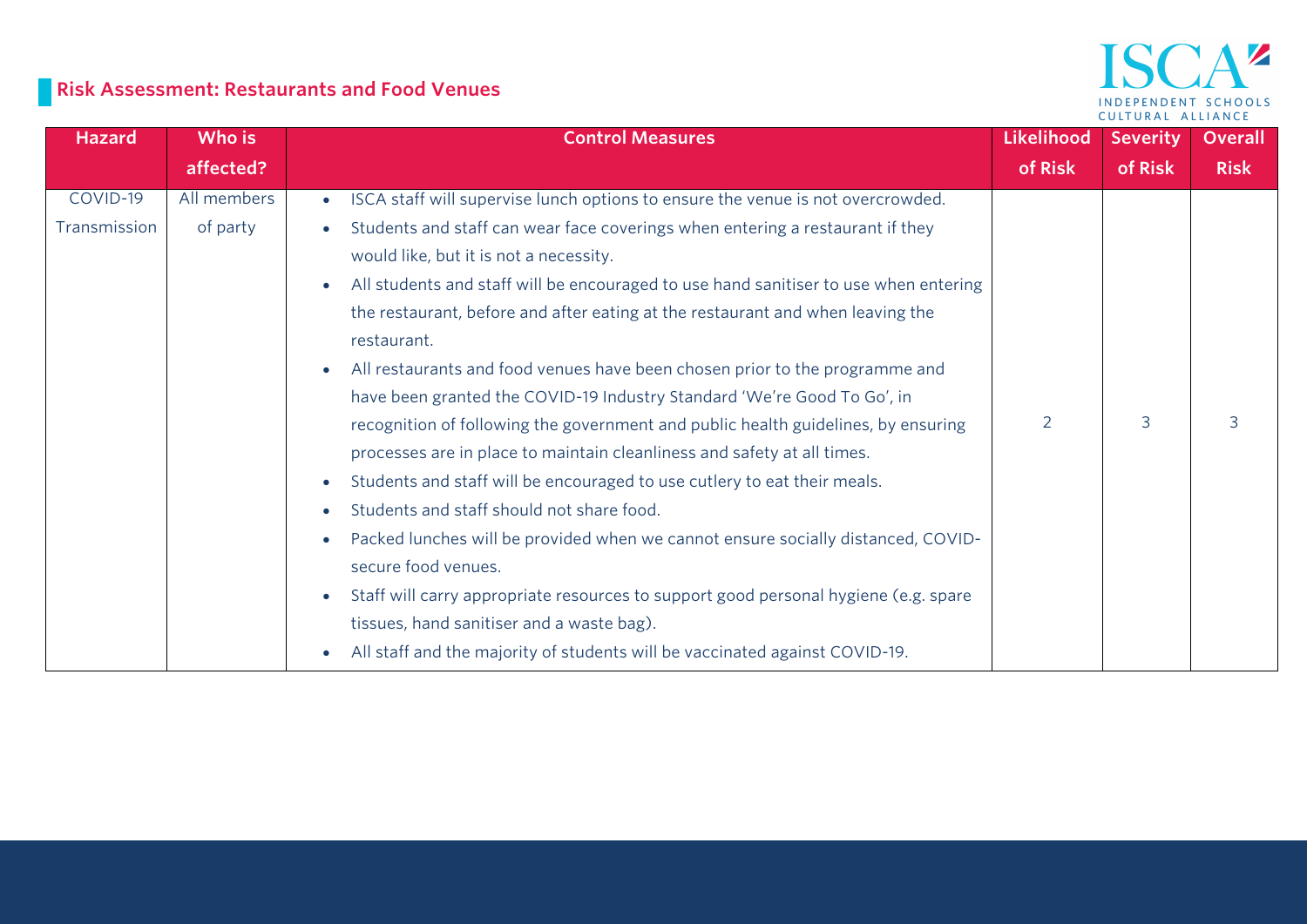## Risk Assessment: Restaurants and Food Venues

| Hazard | Who is affected? | Control Measures | Likelihood of Risk | Severity of Risk | Overall Risk |
|---|---|---|---|---|---|
| COVID-19 Transmission | All members of party | • ISCA staff will supervise lunch options to ensure the venue is not overcrowded.<br>• Students and staff can wear face coverings when entering a restaurant if they would like, but it is not a necessity.<br>• All students and staff will be encouraged to use hand sanitiser to use when entering the restaurant, before and after eating at the restaurant and when leaving the restaurant.<br>• All restaurants and food venues have been chosen prior to the programme and have been granted the COVID-19 Industry Standard 'We're Good To Go', in recognition of following the government and public health guidelines, by ensuring processes are in place to maintain cleanliness and safety at all times.<br>• Students and staff will be encouraged to use cutlery to eat their meals.<br>• Students and staff should not share food.<br>• Packed lunches will be provided when we cannot ensure socially distanced, COVID-secure food venues.<br>• Staff will carry appropriate resources to support good personal hygiene (e.g. spare tissues, hand sanitiser and a waste bag).<br>• All staff and the majority of students will be vaccinated against COVID-19. | 2 | 3 | 3 |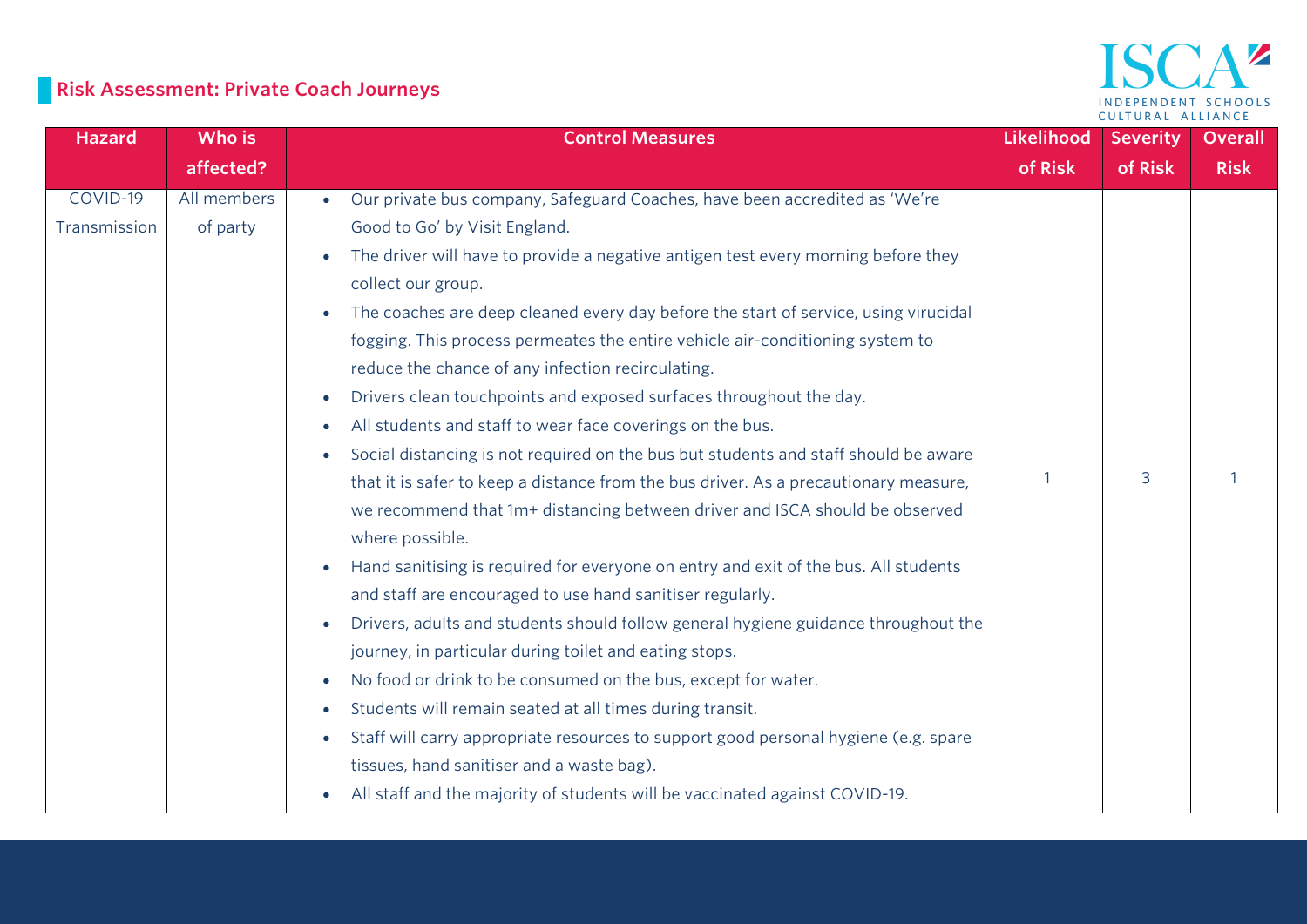## Risk Assessment: Private Coach Journeys

| Hazard | Who is affected? | Control Measures | Likelihood of Risk | Severity of Risk | Overall Risk |
|---|---|---|---|---|---|
| COVID-19 Transmission | All members of party | • Our private bus company, Safeguard Coaches, have been accredited as 'We're Good to Go' by Visit England.<br>• The driver will have to provide a negative antigen test every morning before they collect our group.<br>• The coaches are deep cleaned every day before the start of service, using virucidal fogging. This process permeates the entire vehicle air-conditioning system to reduce the chance of any infection recirculating.<br>• Drivers clean touchpoints and exposed surfaces throughout the day.<br>• All students and staff to wear face coverings on the bus.<br>• Social distancing is not required on the bus but students and staff should be aware that it is safer to keep a distance from the bus driver. As a precautionary measure, we recommend that 1m+ distancing between driver and ISCA should be observed where possible.<br>• Hand sanitising is required for everyone on entry and exit of the bus. All students and staff are encouraged to use hand sanitiser regularly.<br>• Drivers, adults and students should follow general hygiene guidance throughout the journey, in particular during toilet and eating stops.<br>• No food or drink to be consumed on the bus, except for water.<br>• Students will remain seated at all times during transit.<br>• Staff will carry appropriate resources to support good personal hygiene (e.g. spare tissues, hand sanitiser and a waste bag).<br>• All staff and the majority of students will be vaccinated against COVID-19. | 1 | 3 | 1 |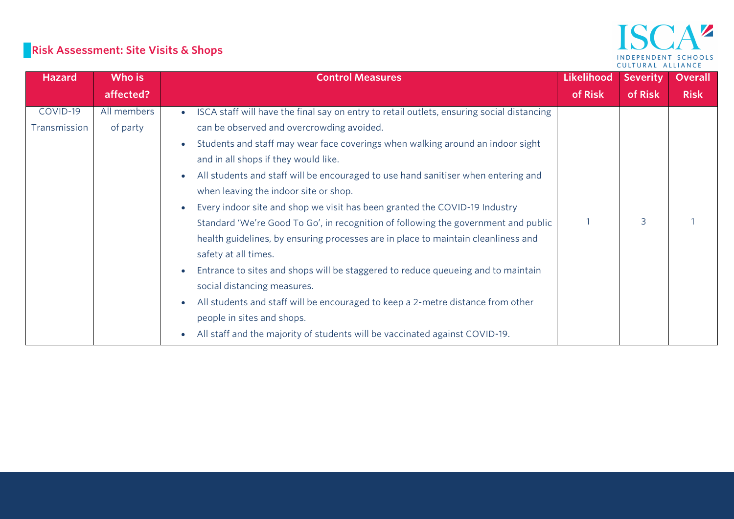## Risk Assessment: Site Visits & Shops

| Hazard | Who is affected? | Control Measures | Likelihood of Risk | Severity of Risk | Overall Risk |
|---|---|---|---|---|---|
| COVID-19 Transmission | All members of party | • ISCA staff will have the final say on entry to retail outlets, ensuring social distancing can be observed and overcrowding avoided.<br>• Students and staff may wear face coverings when walking around an indoor sight and in all shops if they would like.<br>• All students and staff will be encouraged to use hand sanitiser when entering and when leaving the indoor site or shop.<br>• Every indoor site and shop we visit has been granted the COVID-19 Industry Standard 'We're Good To Go', in recognition of following the government and public health guidelines, by ensuring processes are in place to maintain cleanliness and safety at all times.<br>• Entrance to sites and shops will be staggered to reduce queueing and to maintain social distancing measures.<br>• All students and staff will be encouraged to keep a 2-metre distance from other people in sites and shops.<br>• All staff and the majority of students will be vaccinated against COVID-19. | 1 | 3 | 1 |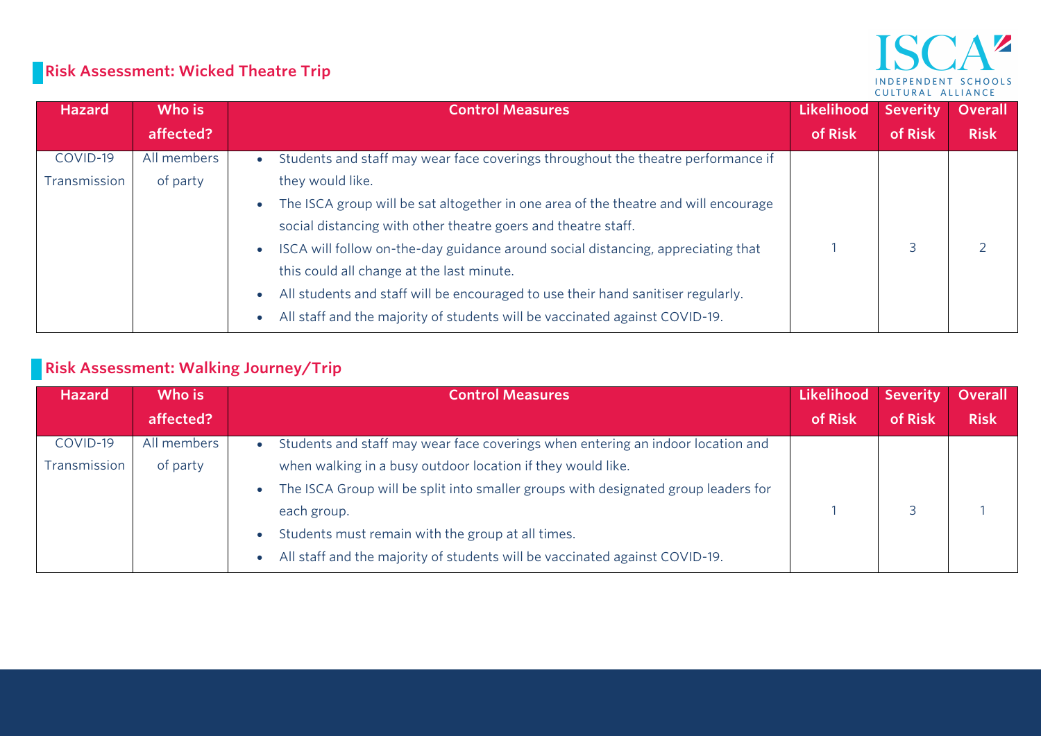## Risk Assessment: Wicked Theatre Trip

| Hazard | Who is affected? | Control Measures | Likelihood of Risk | Severity of Risk | Overall Risk |
|---|---|---|---|---|---|
| COVID-19 Transmission | All members of party | • Students and staff may wear face coverings throughout the theatre performance if they would like.<br>• The ISCA group will be sat altogether in one area of the theatre and will encourage social distancing with other theatre goers and theatre staff.<br>• ISCA will follow on-the-day guidance around social distancing, appreciating that this could all change at the last minute.<br>• All students and staff will be encouraged to use their hand sanitiser regularly.<br>• All staff and the majority of students will be vaccinated against COVID-19. | 1 | 3 | 2 |

## Risk Assessment: Walking Journey/Trip

| Hazard | Who is affected? | Control Measures | Likelihood of Risk | Severity of Risk | Overall Risk |
|---|---|---|---|---|---|
| COVID-19 Transmission | All members of party | • Students and staff may wear face coverings when entering an indoor location and when walking in a busy outdoor location if they would like.<br>• The ISCA Group will be split into smaller groups with designated group leaders for each group.<br>• Students must remain with the group at all times.<br>• All staff and the majority of students will be vaccinated against COVID-19. | 1 | 3 | 1 |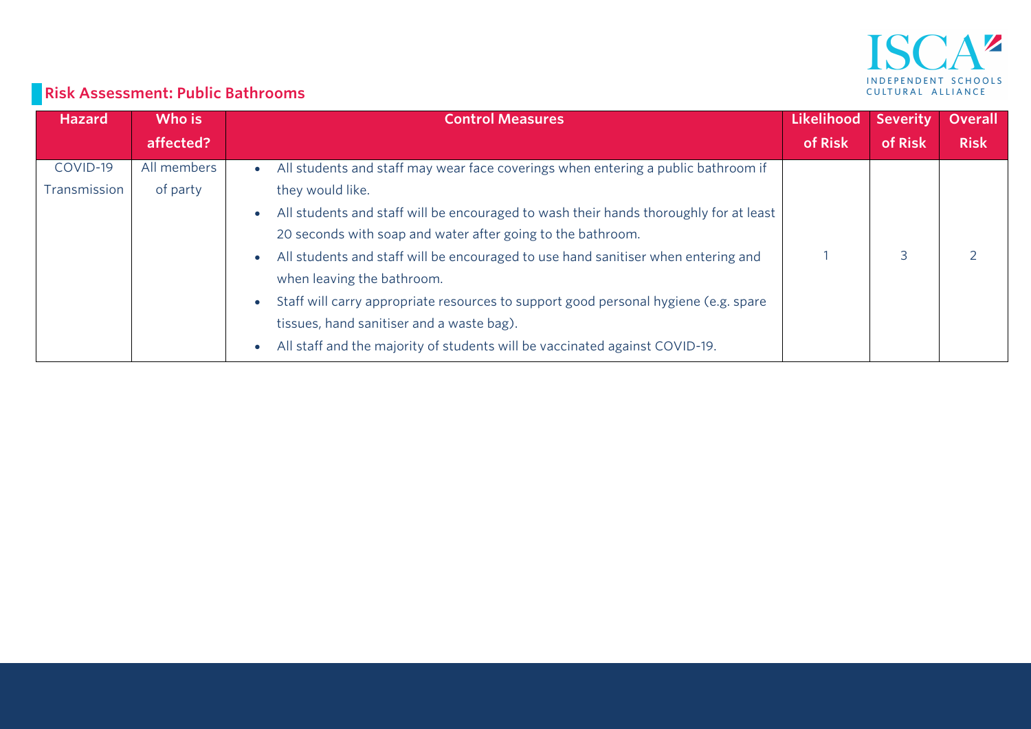## Risk Assessment: Public Bathrooms

| Hazard | Who is affected? | Control Measures | Likelihood of Risk | Severity of Risk | Overall Risk |
|---|---|---|---|---|---|
| COVID-19 Transmission | All members of party | • All students and staff may wear face coverings when entering a public bathroom if they would like.<br>• All students and staff will be encouraged to wash their hands thoroughly for at least 20 seconds with soap and water after going to the bathroom.<br>• All students and staff will be encouraged to use hand sanitiser when entering and when leaving the bathroom.<br>• Staff will carry appropriate resources to support good personal hygiene (e.g. spare tissues, hand sanitiser and a waste bag).<br>• All staff and the majority of students will be vaccinated against COVID-19. | 1 | 3 | 2 |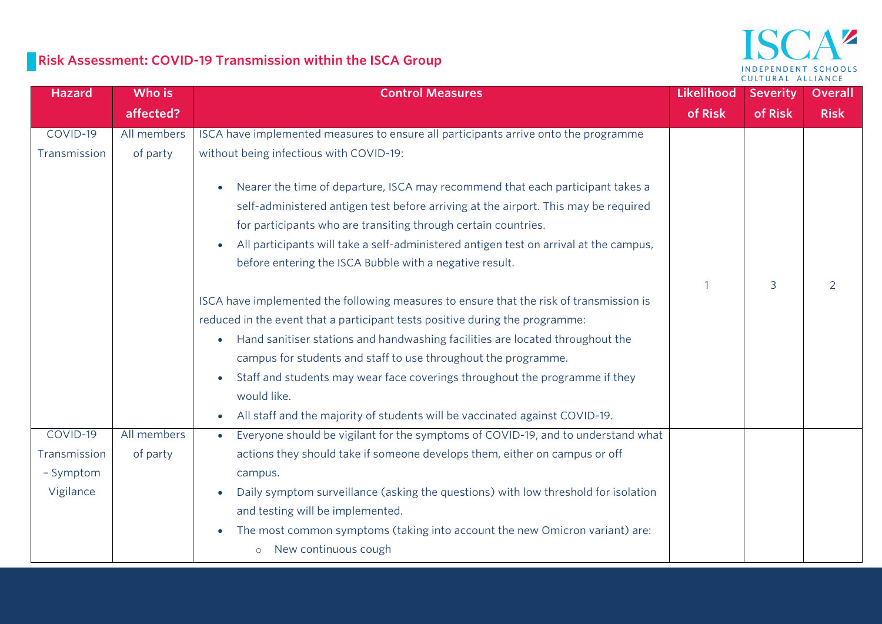## Risk Assessment: COVID-19 Transmission within the ISCA Group

| Hazard | Who is affected? | Control Measures | Likelihood of Risk | Severity of Risk | Overall Risk |
|---|---|---|---|---|---|
| COVID-19 Transmission | All members of party | ISCA have implemented measures to ensure all participants arrive onto the programme without being infectious with COVID-19:<br><br>• Nearer the time of departure, ISCA may recommend that each participant takes a self-administered antigen test before arriving at the airport. This may be required for participants who are transiting through certain countries.<br>• All participants will take a self-administered antigen test on arrival at the campus, before entering the ISCA Bubble with a negative result.<br><br>ISCA have implemented the following measures to ensure that the risk of transmission is reduced in the event that a participant tests positive during the programme:<br>• Hand sanitiser stations and handwashing facilities are located throughout the campus for students and staff to use throughout the programme.<br>• Staff and students may wear face coverings throughout the programme if they would like.<br>• All staff and the majority of students will be vaccinated against COVID-19. | 1 | 3 | 2 |
| COVID-19 Transmission – Symptom Vigilance | All members of party | • Everyone should be vigilant for the symptoms of COVID-19, and to understand what actions they should take if someone develops them, either on campus or off campus.<br>• Daily symptom surveillance (asking the questions) with low threshold for isolation and testing will be implemented.<br>• The most common symptoms (taking into account the new Omicron variant) are:<br>&nbsp;&nbsp;&nbsp;&nbsp;○ New continuous cough | | | |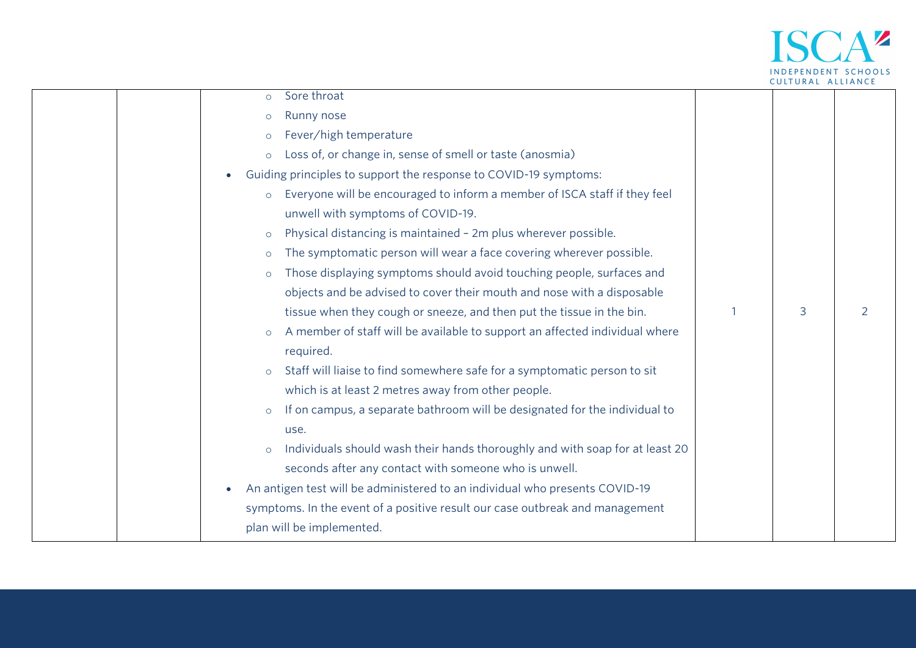| | | | | | |
|---|---|---|---|---|---|
| | | ○ Sore throat<br>○ Runny nose<br>○ Fever/high temperature<br>○ Loss of, or change in, sense of smell or taste (anosmia)<br>• Guiding principles to support the response to COVID-19 symptoms:<br>○ Everyone will be encouraged to inform a member of ISCA staff if they feel unwell with symptoms of COVID-19.<br>○ Physical distancing is maintained – 2m plus wherever possible.<br>○ The symptomatic person will wear a face covering wherever possible.<br>○ Those displaying symptoms should avoid touching people, surfaces and objects and be advised to cover their mouth and nose with a disposable tissue when they cough or sneeze, and then put the tissue in the bin.<br>○ A member of staff will be available to support an affected individual where required.<br>○ Staff will liaise to find somewhere safe for a symptomatic person to sit which is at least 2 metres away from other people.<br>○ If on campus, a separate bathroom will be designated for the individual to use.<br>○ Individuals should wash their hands thoroughly and with soap for at least 20 seconds after any contact with someone who is unwell.<br>• An antigen test will be administered to an individual who presents COVID-19 symptoms. In the event of a positive result our case outbreak and management plan will be implemented. | 1 | 3 | 2 |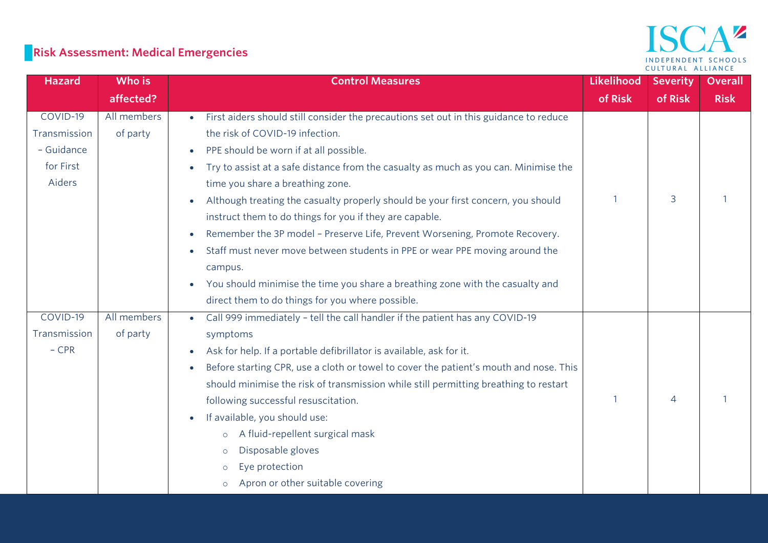## Risk Assessment: Medical Emergencies

| Hazard | Who is affected? | Control Measures | Likelihood of Risk | Severity of Risk | Overall Risk |
|---|---|---|---|---|---|
| COVID-19 Transmission – Guidance for First Aiders | All members of party | • First aiders should still consider the precautions set out in this guidance to reduce the risk of COVID-19 infection.<br>• PPE should be worn if at all possible.<br>• Try to assist at a safe distance from the casualty as much as you can. Minimise the time you share a breathing zone.<br>• Although treating the casualty properly should be your first concern, you should instruct them to do things for you if they are capable.<br>• Remember the 3P model – Preserve Life, Prevent Worsening, Promote Recovery.<br>• Staff must never move between students in PPE or wear PPE moving around the campus.<br>• You should minimise the time you share a breathing zone with the casualty and direct them to do things for you where possible. | 1 | 3 | 1 |
| COVID-19 Transmission – CPR | All members of party | • Call 999 immediately – tell the call handler if the patient has any COVID-19 symptoms<br>• Ask for help. If a portable defibrillator is available, ask for it.<br>• Before starting CPR, use a cloth or towel to cover the patient's mouth and nose. This should minimise the risk of transmission while still permitting breathing to restart following successful resuscitation.<br>• If available, you should use:<br>&nbsp;&nbsp;○ A fluid-repellent surgical mask<br>&nbsp;&nbsp;○ Disposable gloves<br>&nbsp;&nbsp;○ Eye protection<br>&nbsp;&nbsp;○ Apron or other suitable covering | 1 | 4 | 1 |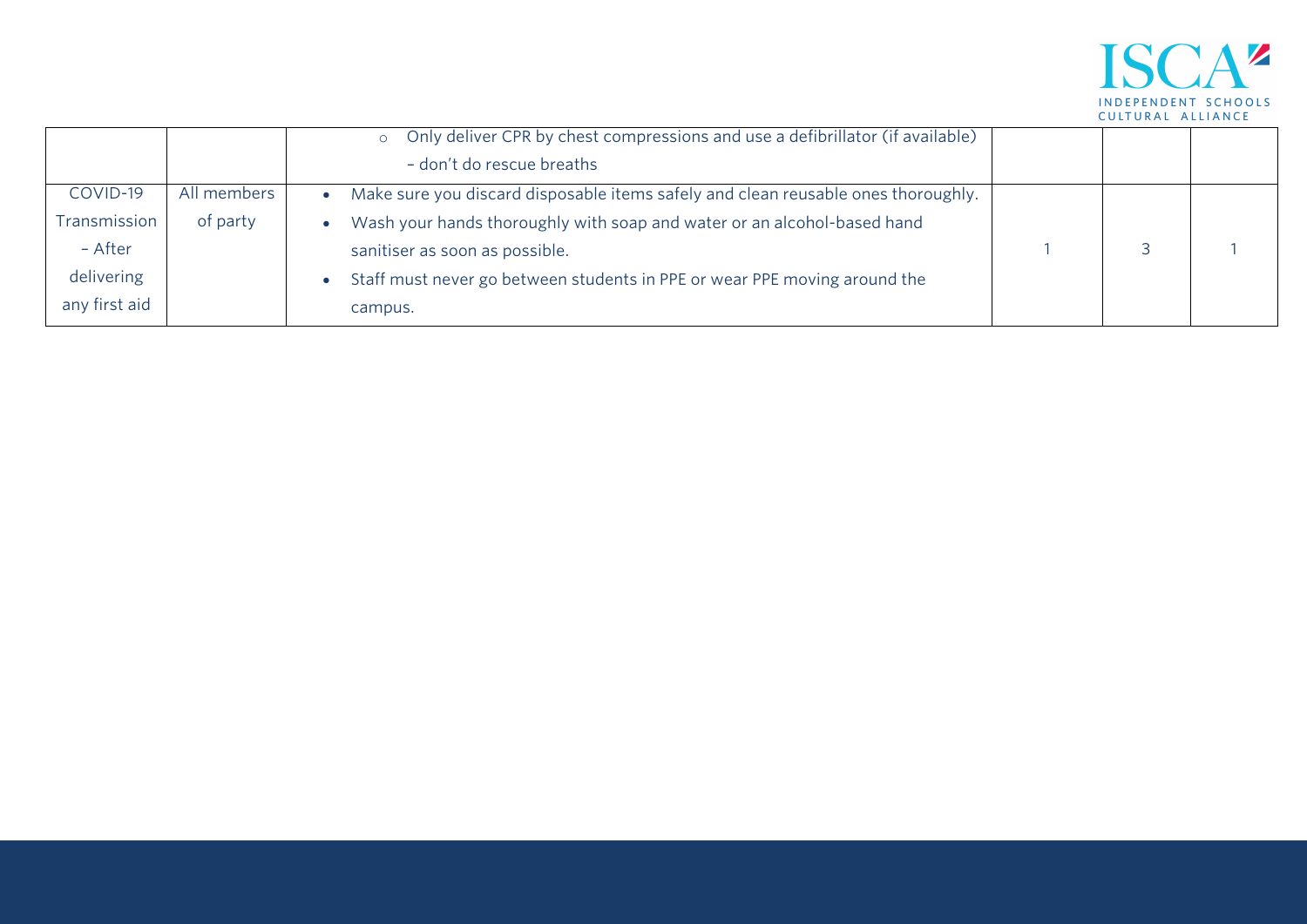| | | | | | |
|---|---|---|---|---|---|
| | | ○ Only deliver CPR by chest compressions and use a defibrillator (if available) – don't do rescue breaths | | | |
| COVID-19 Transmission – After delivering any first aid | All members of party | • Make sure you discard disposable items safely and clean reusable ones thoroughly.<br>• Wash your hands thoroughly with soap and water or an alcohol-based hand sanitiser as soon as possible.<br>• Staff must never go between students in PPE or wear PPE moving around the campus. | 1 | 3 | 1 |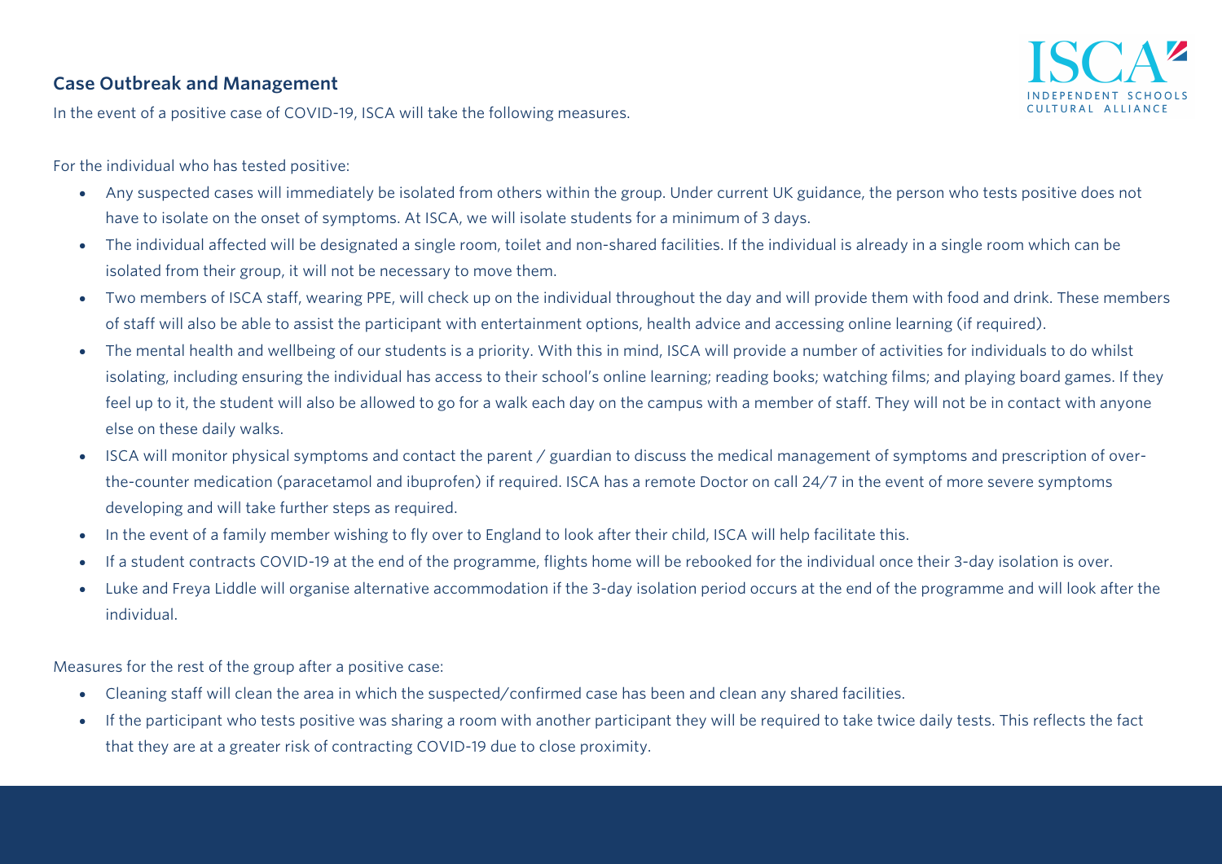## Case Outbreak and Management

In the event of a positive case of COVID-19, ISCA will take the following measures.

For the individual who has tested positive:

- Any suspected cases will immediately be isolated from others within the group. Under current UK guidance, the person who tests positive does not have to isolate on the onset of symptoms. At ISCA, we will isolate students for a minimum of 3 days.
- The individual affected will be designated a single room, toilet and non-shared facilities. If the individual is already in a single room which can be isolated from their group, it will not be necessary to move them.
- Two members of ISCA staff, wearing PPE, will check up on the individual throughout the day and will provide them with food and drink. These members of staff will also be able to assist the participant with entertainment options, health advice and accessing online learning (if required).
- The mental health and wellbeing of our students is a priority. With this in mind, ISCA will provide a number of activities for individuals to do whilst isolating, including ensuring the individual has access to their school's online learning; reading books; watching films; and playing board games. If they feel up to it, the student will also be allowed to go for a walk each day on the campus with a member of staff. They will not be in contact with anyone else on these daily walks.
- ISCA will monitor physical symptoms and contact the parent / guardian to discuss the medical management of symptoms and prescription of over-the-counter medication (paracetamol and ibuprofen) if required. ISCA has a remote Doctor on call 24/7 in the event of more severe symptoms developing and will take further steps as required.
- In the event of a family member wishing to fly over to England to look after their child, ISCA will help facilitate this.
- If a student contracts COVID-19 at the end of the programme, flights home will be rebooked for the individual once their 3-day isolation is over.
- Luke and Freya Liddle will organise alternative accommodation if the 3-day isolation period occurs at the end of the programme and will look after the individual.

Measures for the rest of the group after a positive case:

- Cleaning staff will clean the area in which the suspected/confirmed case has been and clean any shared facilities.
- If the participant who tests positive was sharing a room with another participant they will be required to take twice daily tests. This reflects the fact that they are at a greater risk of contracting COVID-19 due to close proximity.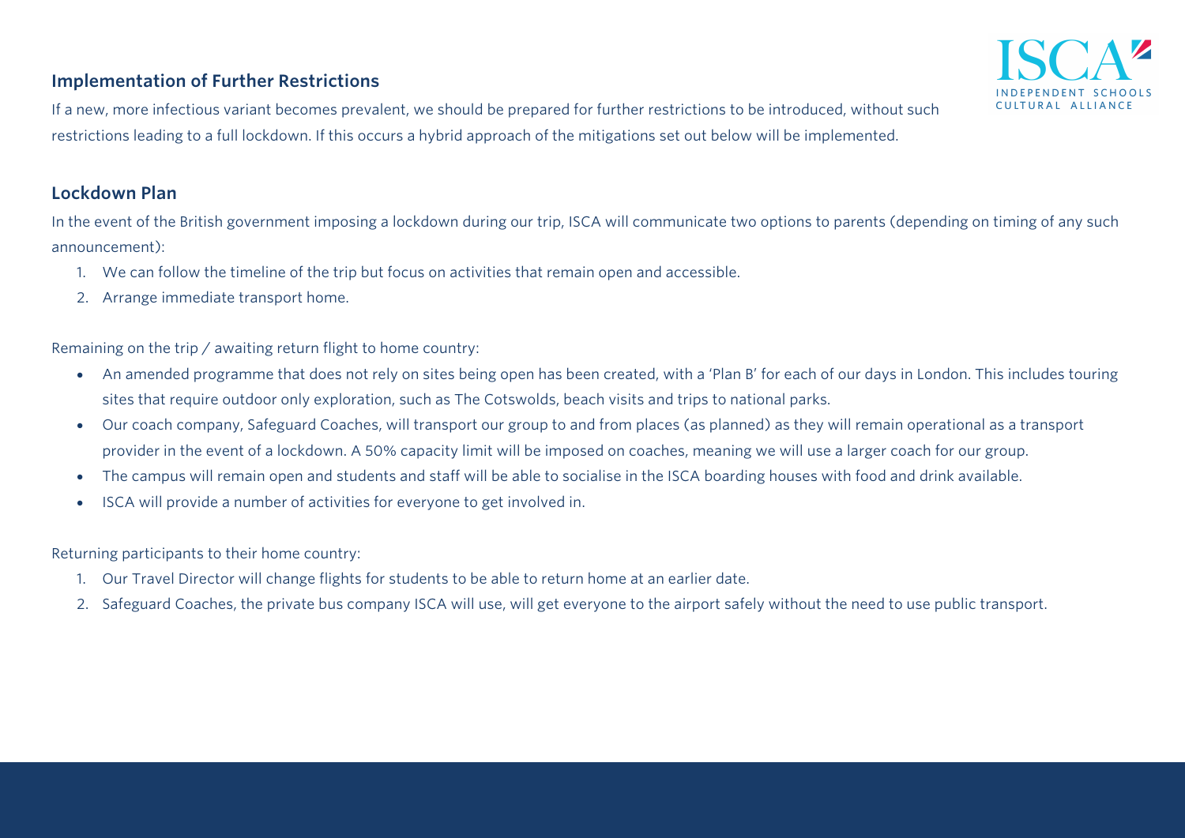## Implementation of Further Restrictions

If a new, more infectious variant becomes prevalent, we should be prepared for further restrictions to be introduced, without such restrictions leading to a full lockdown. If this occurs a hybrid approach of the mitigations set out below will be implemented.

## Lockdown Plan

In the event of the British government imposing a lockdown during our trip, ISCA will communicate two options to parents (depending on timing of any such announcement):

1. We can follow the timeline of the trip but focus on activities that remain open and accessible.
2. Arrange immediate transport home.

Remaining on the trip / awaiting return flight to home country:

- An amended programme that does not rely on sites being open has been created, with a 'Plan B' for each of our days in London. This includes touring sites that require outdoor only exploration, such as The Cotswolds, beach visits and trips to national parks.
- Our coach company, Safeguard Coaches, will transport our group to and from places (as planned) as they will remain operational as a transport provider in the event of a lockdown. A 50% capacity limit will be imposed on coaches, meaning we will use a larger coach for our group.
- The campus will remain open and students and staff will be able to socialise in the ISCA boarding houses with food and drink available.
- ISCA will provide a number of activities for everyone to get involved in.

Returning participants to their home country:

1. Our Travel Director will change flights for students to be able to return home at an earlier date.
2. Safeguard Coaches, the private bus company ISCA will use, will get everyone to the airport safely without the need to use public transport.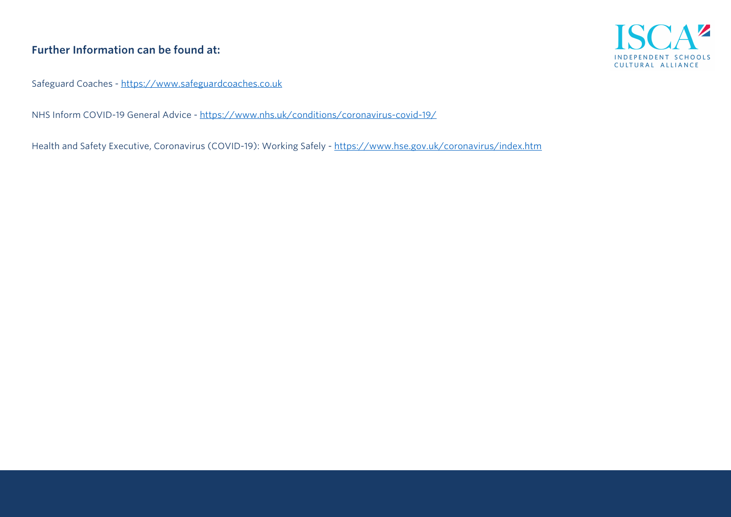## Further Information can be found at:

Safeguard Coaches - https://www.safeguardcoaches.co.uk

NHS Inform COVID-19 General Advice - https://www.nhs.uk/conditions/coronavirus-covid-19/

Health and Safety Executive, Coronavirus (COVID-19): Working Safely - https://www.hse.gov.uk/coronavirus/index.htm